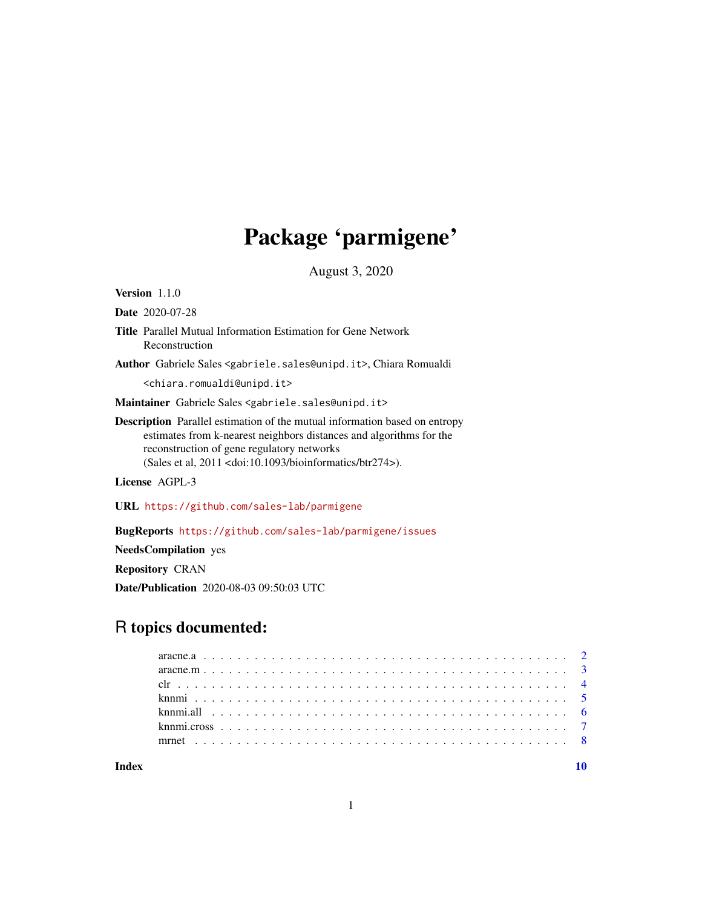# Package 'parmigene'

August 3, 2020

**Version** 1.1.0

**Date** 2020-07-28

**Title** Parallel Mutual Information Estimation for Gene Network Reconstruction

**Author** Gabriele Sales <gabriele.sales@unipd.it>, Chiara Romualdi <chiara.romualdi@unipd.it>

**Maintainer** Gabriele Sales <gabriele.sales@unipd.it>

**Description** Parallel estimation of the mutual information based on entropy estimates from k-nearest neighbors distances and algorithms for the reconstruction of gene regulatory networks (Sales et al, 2011 <doi:10.1093/bioinformatics/btr274>).

**License** AGPL-3

**URL** https://github.com/sales-lab/parmigene

**BugReports** https://github.com/sales-lab/parmigene/issues

**NeedsCompilation** yes

**Repository** CRAN

**Date/Publication** 2020-08-03 09:50:03 UTC

## R topics documented:

aracne.a . . . . . . . . . . . . . . . . . . . . . . . . . . . . . . . . . . . . . . . . . 2
aracne.m . . . . . . . . . . . . . . . . . . . . . . . . . . . . . . . . . . . . . . . . . 3
clr . . . . . . . . . . . . . . . . . . . . . . . . . . . . . . . . . . . . . . . . . . . . 4
knnmi . . . . . . . . . . . . . . . . . . . . . . . . . . . . . . . . . . . . . . . . . . 5
knnmi.all . . . . . . . . . . . . . . . . . . . . . . . . . . . . . . . . . . . . . . . . 6
knnmi.cross . . . . . . . . . . . . . . . . . . . . . . . . . . . . . . . . . . . . . . . 7
mrnet . . . . . . . . . . . . . . . . . . . . . . . . . . . . . . . . . . . . . . . . . . 8

**Index** **10**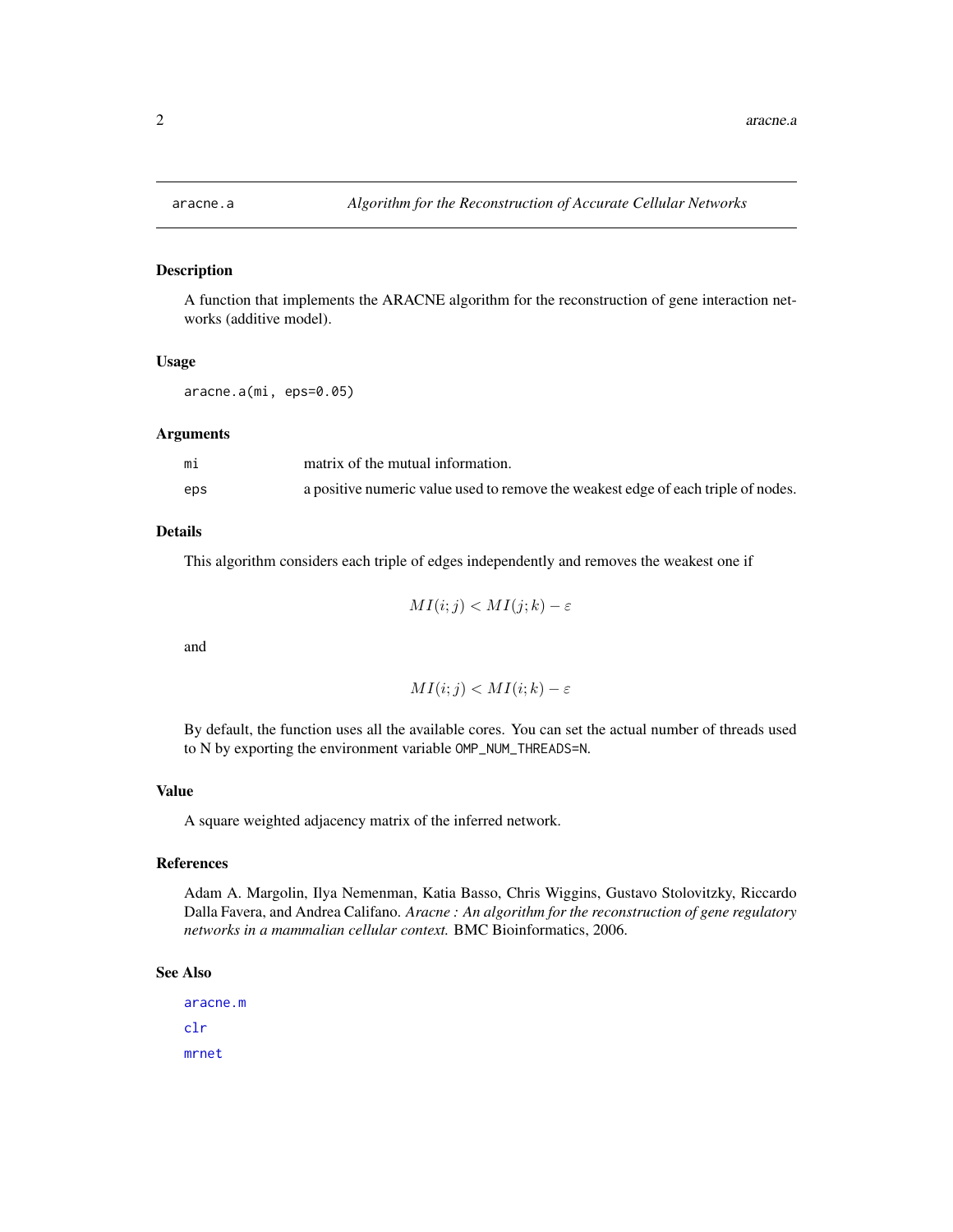# aracne.a

*Algorithm for the Reconstruction of Accurate Cellular Networks*

## Description

A function that implements the ARACNE algorithm for the reconstruction of gene interaction networks (additive model).

## Usage

```
aracne.a(mi, eps=0.05)
```

## Arguments

| | |
|---|---|
| mi | matrix of the mutual information. |
| eps | a positive numeric value used to remove the weakest edge of each triple of nodes. |

## Details

This algorithm considers each triple of edges independently and removes the weakest one if

$$MI(i;j) < MI(j;k) - \varepsilon$$

and

$$MI(i;j) < MI(i;k) - \varepsilon$$

By default, the function uses all the available cores. You can set the actual number of threads used to N by exporting the environment variable `OMP_NUM_THREADS=N`.

## Value

A square weighted adjacency matrix of the inferred network.

## References

Adam A. Margolin, Ilya Nemenman, Katia Basso, Chris Wiggins, Gustavo Stolovitzky, Riccardo Dalla Favera, and Andrea Califano. *Aracne : An algorithm for the reconstruction of gene regulatory networks in a mammalian cellular context.* BMC Bioinformatics, 2006.

## See Also

aracne.m

clr

mrnet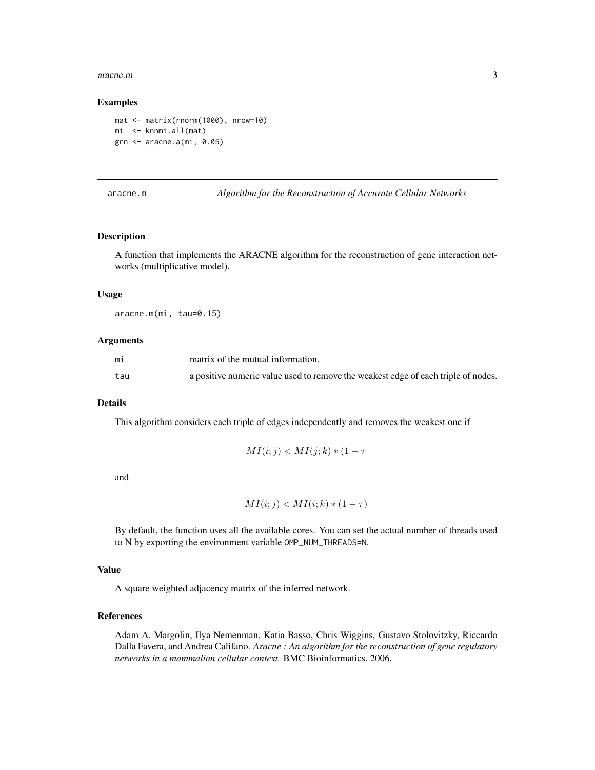## Examples

```
mat <- matrix(rnorm(1000), nrow=10)
mi  <- knnmi.all(mat)
grn <- aracne.a(mi, 0.05)
```

---

# aracne.m — *Algorithm for the Reconstruction of Accurate Cellular Networks*

---

## Description

A function that implements the ARACNE algorithm for the reconstruction of gene interaction networks (multiplicative model).

## Usage

```
aracne.m(mi, tau=0.15)
```

## Arguments

| | |
|---|---|
| mi | matrix of the mutual information. |
| tau | a positive numeric value used to remove the weakest edge of each triple of nodes. |

## Details

This algorithm considers each triple of edges independently and removes the weakest one if

$$MI(i;j) < MI(j;k) * (1 - \tau$$

and

$$MI(i;j) < MI(i;k) * (1 - \tau)$$

By default, the function uses all the available cores. You can set the actual number of threads used to N by exporting the environment variable OMP_NUM_THREADS=N.

## Value

A square weighted adjacency matrix of the inferred network.

## References

Adam A. Margolin, Ilya Nemenman, Katia Basso, Chris Wiggins, Gustavo Stolovitzky, Riccardo Dalla Favera, and Andrea Califano. *Aracne : An algorithm for the reconstruction of gene regulatory networks in a mammalian cellular context.* BMC Bioinformatics, 2006.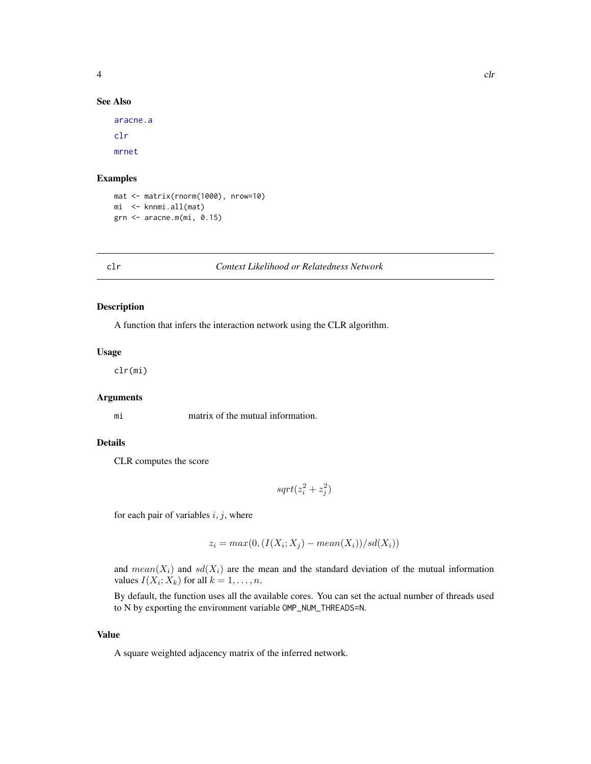### See Also

aracne.a

clr

mrnet

### Examples

```
mat <- matrix(rnorm(1000), nrow=10)
mi  <- knnmi.all(mat)
grn <- aracne.m(mi, 0.15)
```

---

## clr — *Context Likelihood or Relatedness Network*

### Description

A function that infers the interaction network using the CLR algorithm.

### Usage

```
clr(mi)
```

### Arguments

| | |
|---|---|
| mi | matrix of the mutual information. |

### Details

CLR computes the score

$$sqrt(z_i^2 + z_j^2)$$

for each pair of variables $i, j$, where

$$z_i = max(0, (I(X_i; X_j) - mean(X_i))/sd(X_i))$$

and $mean(X_i)$ and $sd(X_i)$ are the mean and the standard deviation of the mutual information values $I(X_i; X_k)$ for all $k = 1, \ldots, n$.

By default, the function uses all the available cores. You can set the actual number of threads used to N by exporting the environment variable `OMP_NUM_THREADS=N`.

### Value

A square weighted adjacency matrix of the inferred network.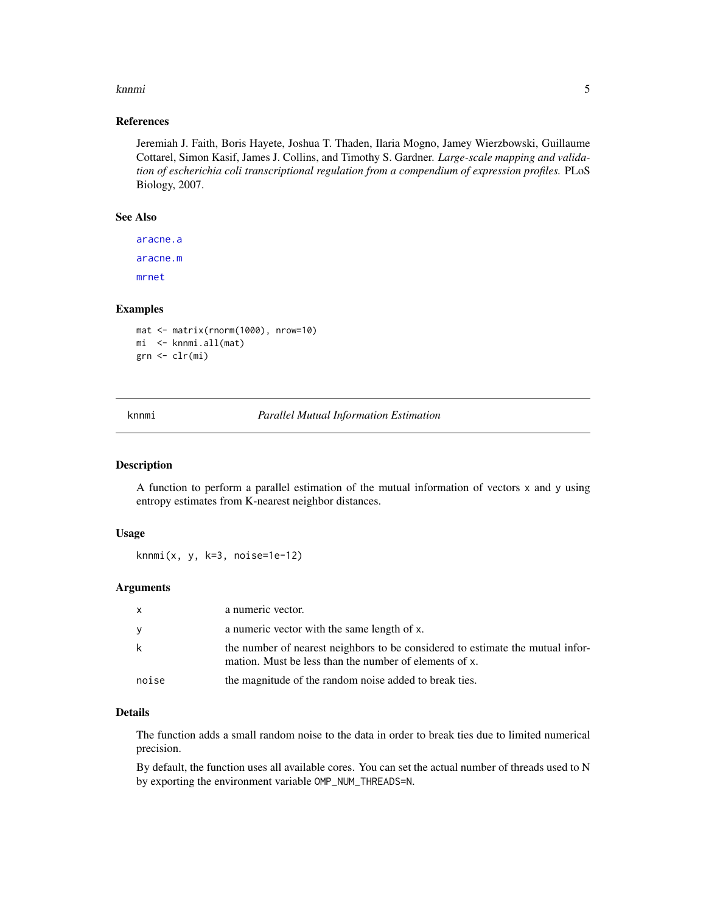## References

Jeremiah J. Faith, Boris Hayete, Joshua T. Thaden, Ilaria Mogno, Jamey Wierzbowski, Guillaume Cottarel, Simon Kasif, James J. Collins, and Timothy S. Gardner. *Large-scale mapping and validation of escherichia coli transcriptional regulation from a compendium of expression profiles.* PLoS Biology, 2007.

## See Also

aracne.a

aracne.m

mrnet

## Examples

```
mat <- matrix(rnorm(1000), nrow=10)
mi  <- knnmi.all(mat)
grn <- clr(mi)
```

---

# knnmi — *Parallel Mutual Information Estimation*

## Description

A function to perform a parallel estimation of the mutual information of vectors x and y using entropy estimates from K-nearest neighbor distances.

## Usage

```
knnmi(x, y, k=3, noise=1e-12)
```

## Arguments

| | |
|---|---|
| x | a numeric vector. |
| y | a numeric vector with the same length of x. |
| k | the number of nearest neighbors to be considered to estimate the mutual information. Must be less than the number of elements of x. |
| noise | the magnitude of the random noise added to break ties. |

## Details

The function adds a small random noise to the data in order to break ties due to limited numerical precision.

By default, the function uses all available cores. You can set the actual number of threads used to N by exporting the environment variable OMP_NUM_THREADS=N.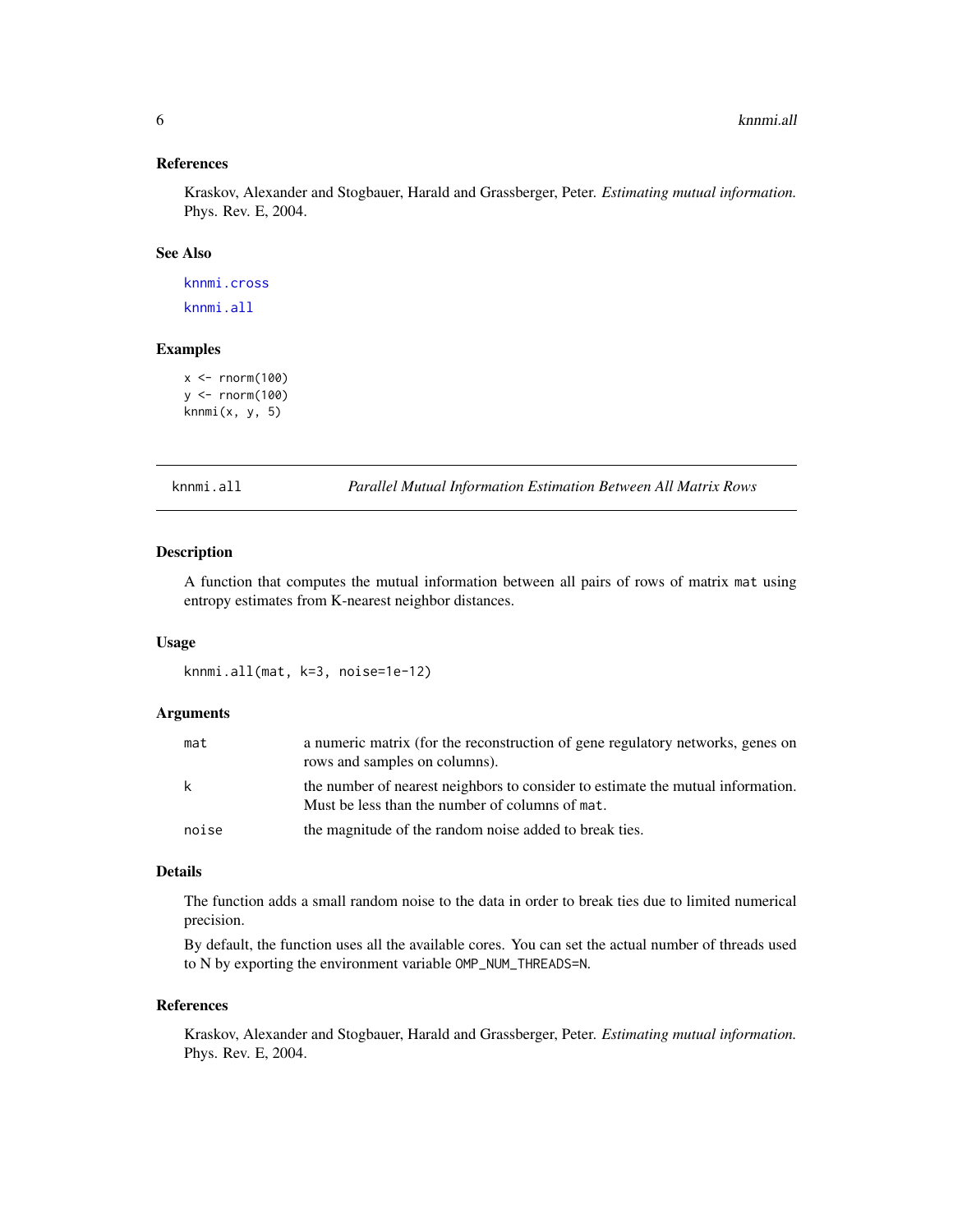### References

Kraskov, Alexander and Stogbauer, Harald and Grassberger, Peter. *Estimating mutual information.* Phys. Rev. E, 2004.

### See Also

knnmi.cross

knnmi.all

### Examples

```
x <- rnorm(100)
y <- rnorm(100)
knnmi(x, y, 5)
```

---

## knnmi.all — *Parallel Mutual Information Estimation Between All Matrix Rows*

### Description

A function that computes the mutual information between all pairs of rows of matrix `mat` using entropy estimates from K-nearest neighbor distances.

### Usage

```
knnmi.all(mat, k=3, noise=1e-12)
```

### Arguments

| | |
|---|---|
| mat | a numeric matrix (for the reconstruction of gene regulatory networks, genes on rows and samples on columns). |
| k | the number of nearest neighbors to consider to estimate the mutual information. Must be less than the number of columns of `mat`. |
| noise | the magnitude of the random noise added to break ties. |

### Details

The function adds a small random noise to the data in order to break ties due to limited numerical precision.

By default, the function uses all the available cores. You can set the actual number of threads used to N by exporting the environment variable `OMP_NUM_THREADS=N`.

### References

Kraskov, Alexander and Stogbauer, Harald and Grassberger, Peter. *Estimating mutual information.* Phys. Rev. E, 2004.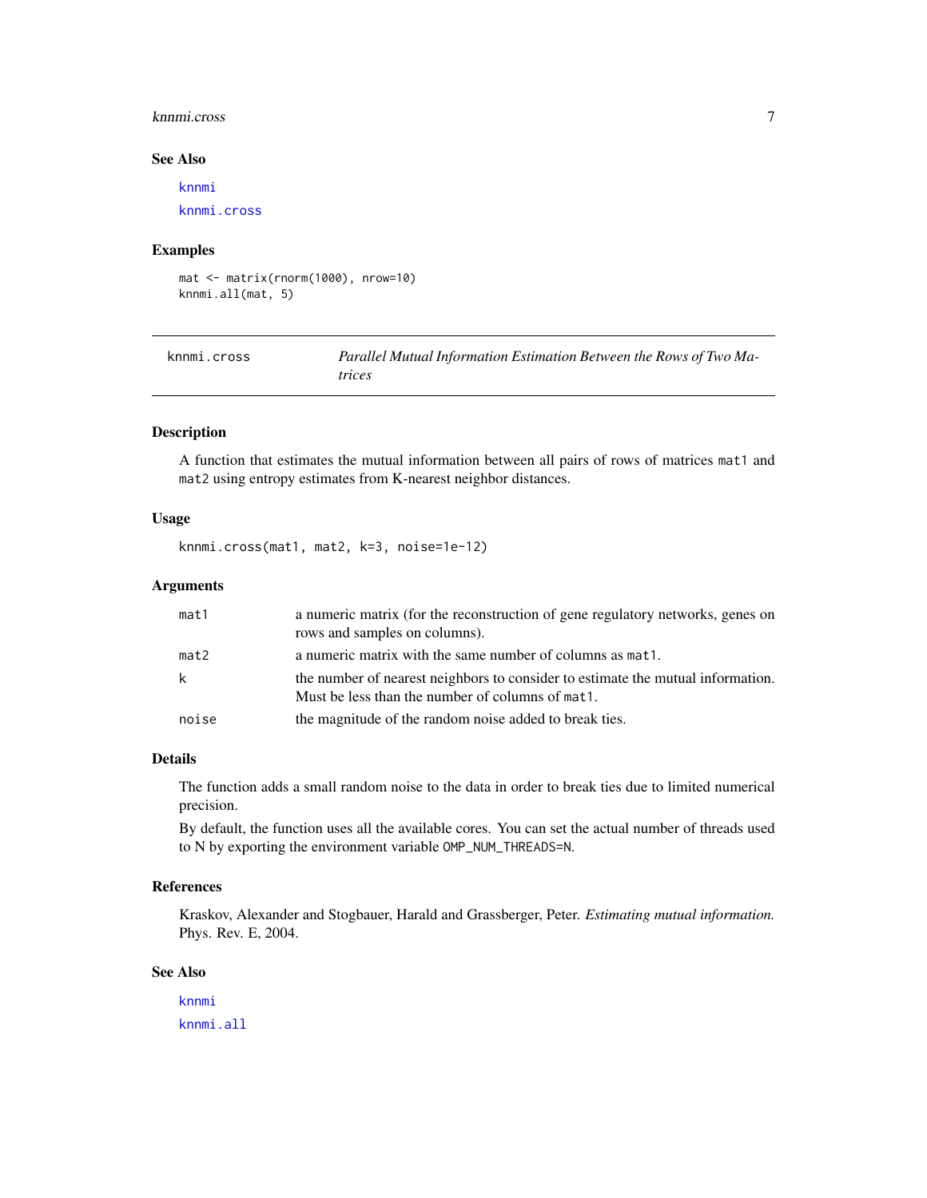### See Also

knnmi

knnmi.cross

### Examples

```
mat <- matrix(rnorm(1000), nrow=10)
knnmi.all(mat, 5)
```

---

## knnmi.cross — *Parallel Mutual Information Estimation Between the Rows of Two Matrices*

### Description

A function that estimates the mutual information between all pairs of rows of matrices `mat1` and `mat2` using entropy estimates from K-nearest neighbor distances.

### Usage

```
knnmi.cross(mat1, mat2, k=3, noise=1e-12)
```

### Arguments

| | |
|---|---|
| mat1 | a numeric matrix (for the reconstruction of gene regulatory networks, genes on rows and samples on columns). |
| mat2 | a numeric matrix with the same number of columns as `mat1`. |
| k | the number of nearest neighbors to consider to estimate the mutual information. Must be less than the number of columns of `mat1`. |
| noise | the magnitude of the random noise added to break ties. |

### Details

The function adds a small random noise to the data in order to break ties due to limited numerical precision.

By default, the function uses all the available cores. You can set the actual number of threads used to N by exporting the environment variable `OMP_NUM_THREADS=N`.

### References

Kraskov, Alexander and Stogbauer, Harald and Grassberger, Peter. *Estimating mutual information.* Phys. Rev. E, 2004.

### See Also

knnmi

knnmi.all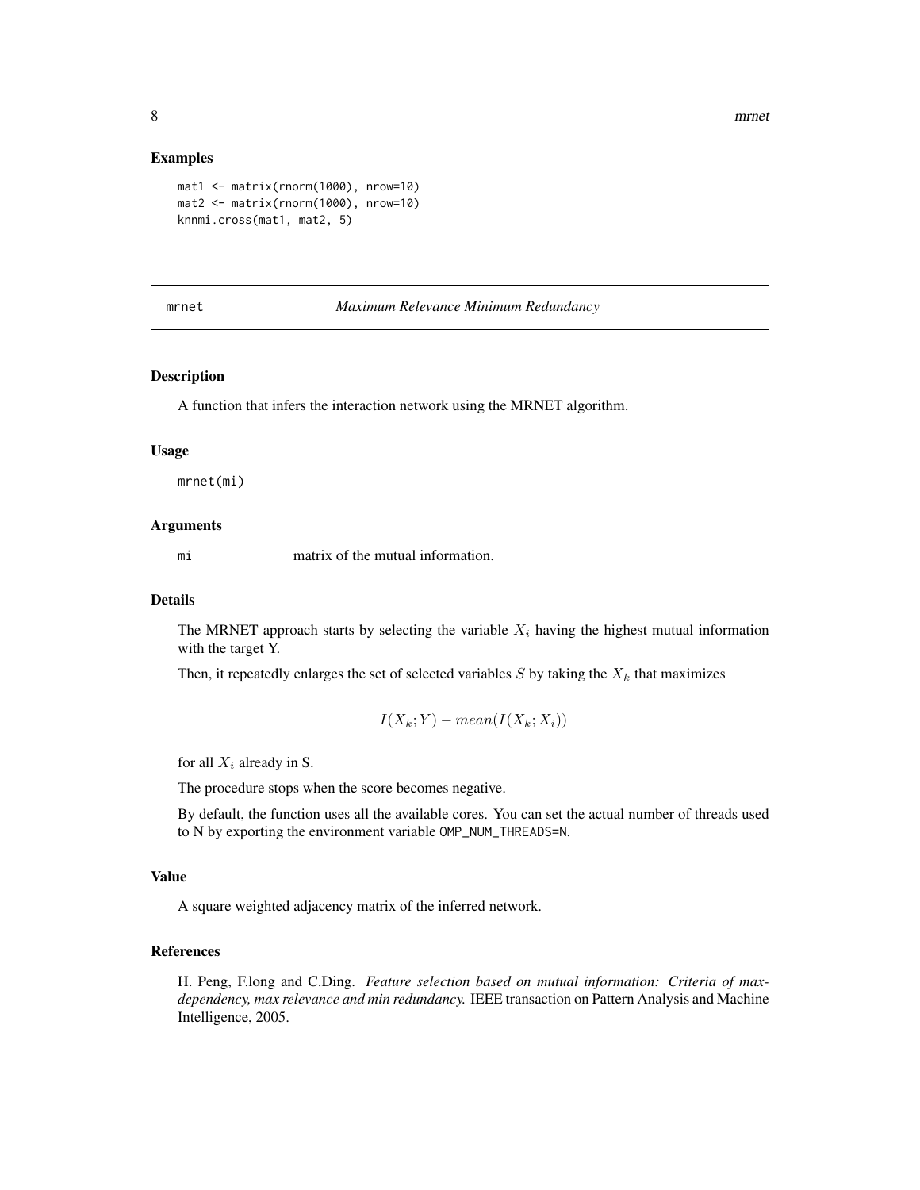## Examples

```
mat1 <- matrix(rnorm(1000), nrow=10)
mat2 <- matrix(rnorm(1000), nrow=10)
knnmi.cross(mat1, mat2, 5)
```

---

# mrnet — *Maximum Relevance Minimum Redundancy*

---

## Description

A function that infers the interaction network using the MRNET algorithm.

## Usage

```
mrnet(mi)
```

## Arguments

| | |
|---|---|
| mi | matrix of the mutual information. |

## Details

The MRNET approach starts by selecting the variable $X_i$ having the highest mutual information with the target Y.

Then, it repeatedly enlarges the set of selected variables $S$ by taking the $X_k$ that maximizes

$$I(X_k; Y) - mean(I(X_k; X_i))$$

for all $X_i$ already in S.

The procedure stops when the score becomes negative.

By default, the function uses all the available cores. You can set the actual number of threads used to N by exporting the environment variable `OMP_NUM_THREADS=N`.

## Value

A square weighted adjacency matrix of the inferred network.

## References

H. Peng, F.long and C.Ding. *Feature selection based on mutual information: Criteria of max-dependency, max relevance and min redundancy.* IEEE transaction on Pattern Analysis and Machine Intelligence, 2005.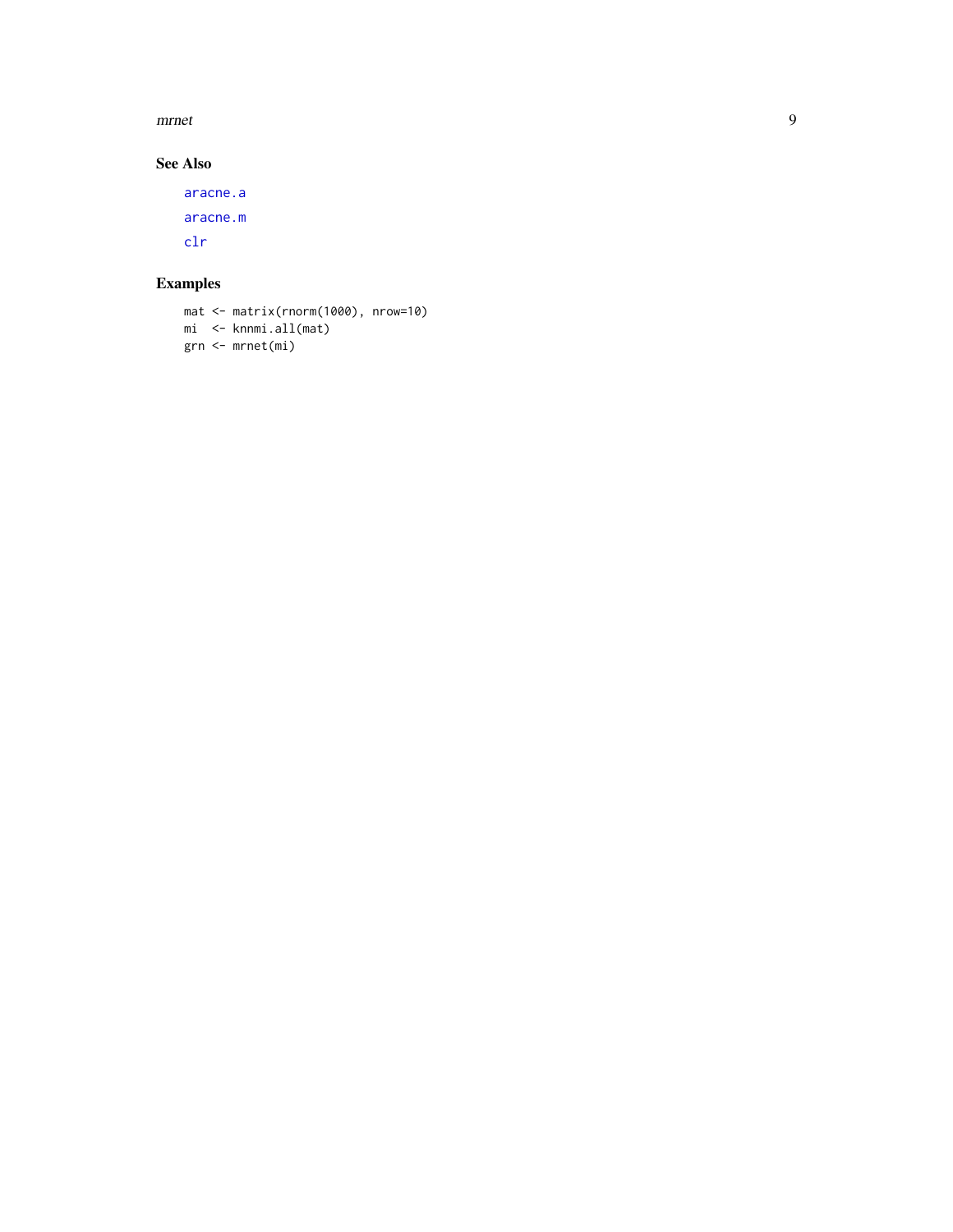## See Also

aracne.a

aracne.m

clr

## Examples

```
mat <- matrix(rnorm(1000), nrow=10)
mi  <- knnmi.all(mat)
grn <- mrnet(mi)
```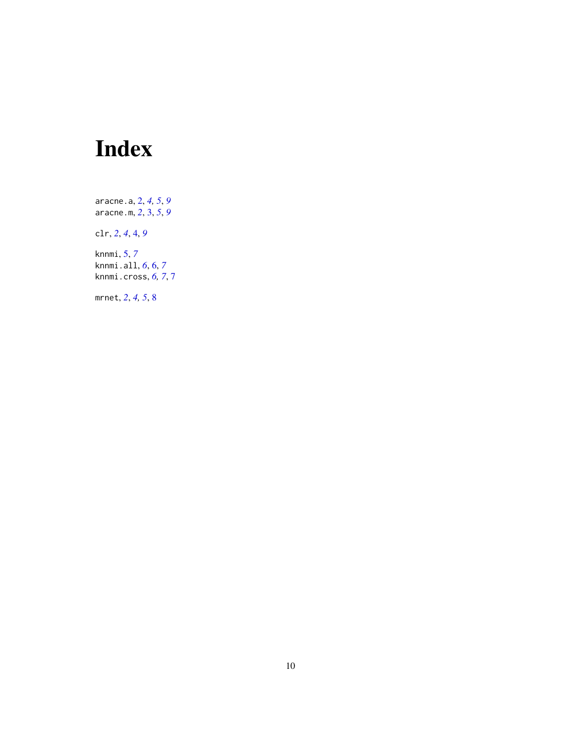# Index

aracne.a, *2*, *4*, *5*, *9*
aracne.m, *2*, 3, *5*, *9*

clr, *2*, *4*, 4, *9*

knnmi, 5, *7*
knnmi.all, *6*, 6, *7*
knnmi.cross, *6*, *7*, 7

mrnet, *2*, *4*, *5*, 8